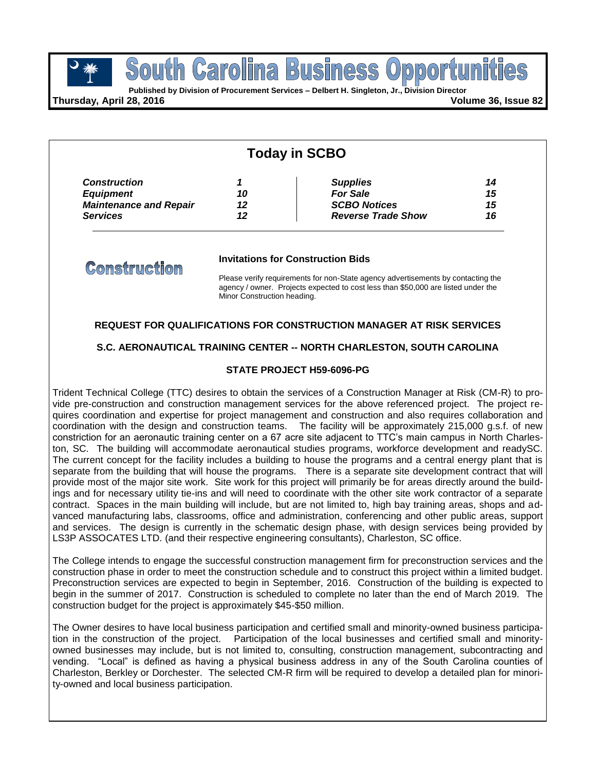# South Carolina Business Opportunities

**Published by Division of Procurement Services – Delbert H. Singleton, Jr., Division Director**

**Thursday, April 28, 2016** **Volume 36, Issue 82**

## Today in SCBO

| | | | |
|---|---|---|---|
| ***Construction*** | ***1*** | ***Supplies*** | ***14*** |
| ***Equipment*** | ***10*** | ***For Sale*** | ***15*** |
| ***Maintenance and Repair*** | ***12*** | ***SCBO Notices*** | ***15*** |
| ***Services*** | ***12*** | ***Reverse Trade Show*** | ***16*** |

# Construction

**Invitations for Construction Bids**

Please verify requirements for non-State agency advertisements by contacting the agency / owner. Projects expected to cost less than $50,000 are listed under the Minor Construction heading.

### REQUEST FOR QUALIFICATIONS FOR CONSTRUCTION MANAGER AT RISK SERVICES

### S.C. AERONAUTICAL TRAINING CENTER -- NORTH CHARLESTON, SOUTH CAROLINA

### STATE PROJECT H59-6096-PG

Trident Technical College (TTC) desires to obtain the services of a Construction Manager at Risk (CM-R) to provide pre-construction and construction management services for the above referenced project. The project requires coordination and expertise for project management and construction and also requires collaboration and coordination with the design and construction teams. The facility will be approximately 215,000 g.s.f. of new constriction for an aeronautic training center on a 67 acre site adjacent to TTC's main campus in North Charleston, SC. The building will accommodate aeronautical studies programs, workforce development and readySC. The current concept for the facility includes a building to house the programs and a central energy plant that is separate from the building that will house the programs. There is a separate site development contract that will provide most of the major site work. Site work for this project will primarily be for areas directly around the buildings and for necessary utility tie-ins and will need to coordinate with the other site work contractor of a separate contract. Spaces in the main building will include, but are not limited to, high bay training areas, shops and advanced manufacturing labs, classrooms, office and administration, conferencing and other public areas, support and services. The design is currently in the schematic design phase, with design services being provided by LS3P ASSOCATES LTD. (and their respective engineering consultants), Charleston, SC office.

The College intends to engage the successful construction management firm for preconstruction services and the construction phase in order to meet the construction schedule and to construct this project within a limited budget. Preconstruction services are expected to begin in September, 2016. Construction of the building is expected to begin in the summer of 2017. Construction is scheduled to complete no later than the end of March 2019. The construction budget for the project is approximately $45-$50 million.

The Owner desires to have local business participation and certified small and minority-owned business participation in the construction of the project. Participation of the local businesses and certified small and minority-owned businesses may include, but is not limited to, consulting, construction management, subcontracting and vending. "Local" is defined as having a physical business address in any of the South Carolina counties of Charleston, Berkley or Dorchester. The selected CM-R firm will be required to develop a detailed plan for minority-owned and local business participation.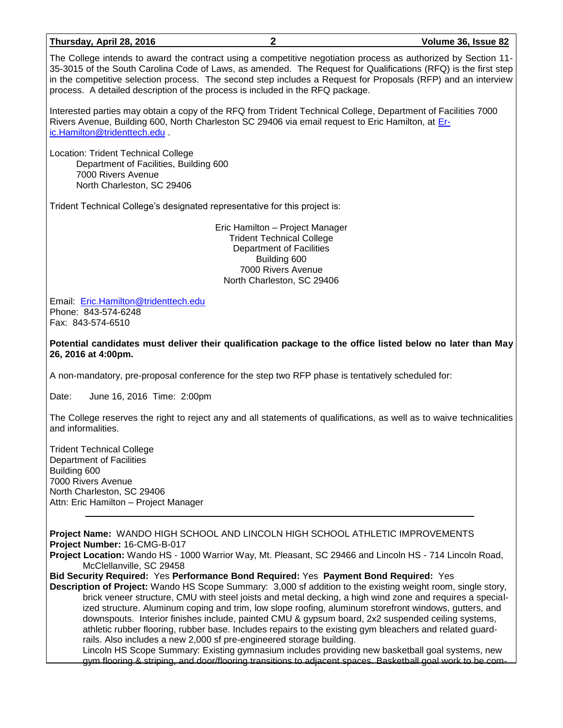The College intends to award the contract using a competitive negotiation process as authorized by Section 11-35-3015 of the South Carolina Code of Laws, as amended. The Request for Qualifications (RFQ) is the first step in the competitive selection process. The second step includes a Request for Proposals (RFP) and an interview process. A detailed description of the process is included in the RFQ package.

Interested parties may obtain a copy of the RFQ from Trident Technical College, Department of Facilities 7000 Rivers Avenue, Building 600, North Charleston SC 29406 via email request to Eric Hamilton, at Eric.Hamilton@tridenttech.edu .

Location: Trident Technical College
Department of Facilities, Building 600
7000 Rivers Avenue
North Charleston, SC 29406

Trident Technical College's designated representative for this project is:

Eric Hamilton – Project Manager
Trident Technical College
Department of Facilities
Building 600
7000 Rivers Avenue
North Charleston, SC 29406

Email: Eric.Hamilton@tridenttech.edu
Phone: 843-574-6248
Fax: 843-574-6510

**Potential candidates must deliver their qualification package to the office listed below no later than May 26, 2016 at 4:00pm.**

A non-mandatory, pre-proposal conference for the step two RFP phase is tentatively scheduled for:

Date: June 16, 2016 Time: 2:00pm

The College reserves the right to reject any and all statements of qualifications, as well as to waive technicalities and informalities.

Trident Technical College
Department of Facilities
Building 600
7000 Rivers Avenue
North Charleston, SC 29406
Attn: Eric Hamilton – Project Manager

---

**Project Name:** WANDO HIGH SCHOOL AND LINCOLN HIGH SCHOOL ATHLETIC IMPROVEMENTS
**Project Number:** 16-CMG-B-017
**Project Location:** Wando HS - 1000 Warrior Way, Mt. Pleasant, SC 29466 and Lincoln HS - 714 Lincoln Road, McClellanville, SC 29458
**Bid Security Required:** Yes **Performance Bond Required:** Yes **Payment Bond Required:** Yes
**Description of Project:** Wando HS Scope Summary: 3,000 sf addition to the existing weight room, single story, brick veneer structure, CMU with steel joists and metal decking, a high wind zone and requires a specialized structure. Aluminum coping and trim, low slope roofing, aluminum storefront windows, gutters, and downspouts. Interior finishes include, painted CMU & gypsum board, 2x2 suspended ceiling systems, athletic rubber flooring, rubber base. Includes repairs to the existing gym bleachers and related guardrails. Also includes a new 2,000 sf pre-engineered storage building.
Lincoln HS Scope Summary: Existing gymnasium includes providing new basketball goal systems, new gym flooring & striping, and door/flooring transitions to adjacent spaces. Basketball goal work to be com-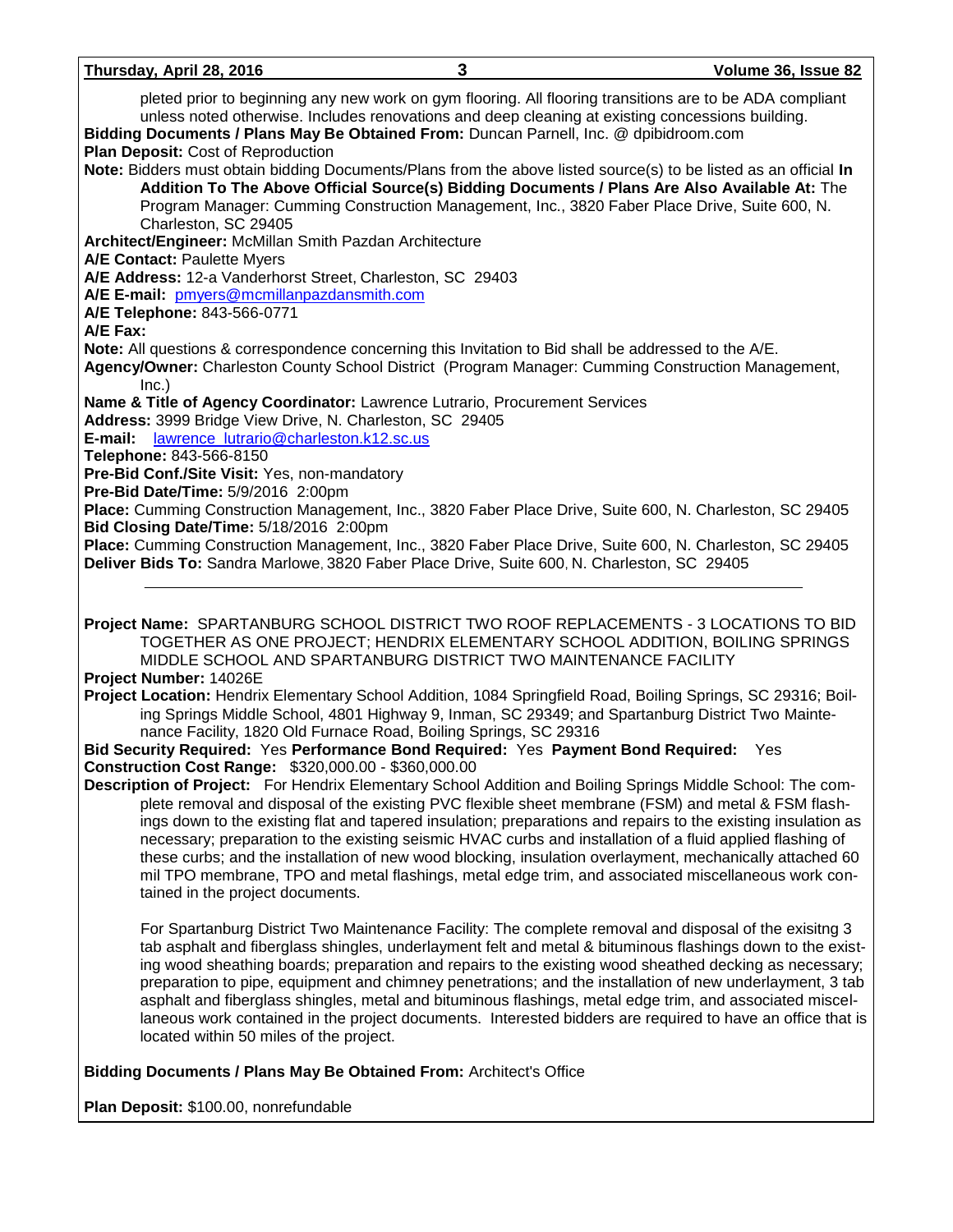pleted prior to beginning any new work on gym flooring. All flooring transitions are to be ADA compliant unless noted otherwise. Includes renovations and deep cleaning at existing concessions building.

**Bidding Documents / Plans May Be Obtained From:** Duncan Parnell, Inc. @ dpibidroom.com

**Plan Deposit:** Cost of Reproduction

**Note:** Bidders must obtain bidding Documents/Plans from the above listed source(s) to be listed as an official **In Addition To The Above Official Source(s) Bidding Documents / Plans Are Also Available At:** The Program Manager: Cumming Construction Management, Inc., 3820 Faber Place Drive, Suite 600, N. Charleston, SC 29405

**Architect/Engineer:** McMillan Smith Pazdan Architecture

**A/E Contact:** Paulette Myers

**A/E Address:** 12-a Vanderhorst Street, Charleston, SC 29403

**A/E E-mail:** pmyers@mcmillanpazdansmith.com

**A/E Telephone:** 843-566-0771

**A/E Fax:**

**Note:** All questions & correspondence concerning this Invitation to Bid shall be addressed to the A/E.

**Agency/Owner:** Charleston County School District (Program Manager: Cumming Construction Management, Inc.)

**Name & Title of Agency Coordinator:** Lawrence Lutrario, Procurement Services

**Address:** 3999 Bridge View Drive, N. Charleston, SC 29405

**E-mail:** lawrence_lutrario@charleston.k12.sc.us

**Telephone:** 843-566-8150

**Pre-Bid Conf./Site Visit:** Yes, non-mandatory

**Pre-Bid Date/Time:** 5/9/2016 2:00pm

**Place:** Cumming Construction Management, Inc., 3820 Faber Place Drive, Suite 600, N. Charleston, SC 29405

**Bid Closing Date/Time:** 5/18/2016 2:00pm

**Place:** Cumming Construction Management, Inc., 3820 Faber Place Drive, Suite 600, N. Charleston, SC 29405

**Deliver Bids To:** Sandra Marlowe, 3820 Faber Place Drive, Suite 600, N. Charleston, SC 29405

---

**Project Name:** SPARTANBURG SCHOOL DISTRICT TWO ROOF REPLACEMENTS - 3 LOCATIONS TO BID TOGETHER AS ONE PROJECT; HENDRIX ELEMENTARY SCHOOL ADDITION, BOILING SPRINGS MIDDLE SCHOOL AND SPARTANBURG DISTRICT TWO MAINTENANCE FACILITY

**Project Number:** 14026E

**Project Location:** Hendrix Elementary School Addition, 1084 Springfield Road, Boiling Springs, SC 29316; Boiling Springs Middle School, 4801 Highway 9, Inman, SC 29349; and Spartanburg District Two Maintenance Facility, 1820 Old Furnace Road, Boiling Springs, SC 29316

**Bid Security Required:** Yes **Performance Bond Required:** Yes **Payment Bond Required:** Yes

**Construction Cost Range:** $320,000.00 - $360,000.00

**Description of Project:** For Hendrix Elementary School Addition and Boiling Springs Middle School: The complete removal and disposal of the existing PVC flexible sheet membrane (FSM) and metal & FSM flashings down to the existing flat and tapered insulation; preparations and repairs to the existing insulation as necessary; preparation to the existing seismic HVAC curbs and installation of a fluid applied flashing of these curbs; and the installation of new wood blocking, insulation overlayment, mechanically attached 60 mil TPO membrane, TPO and metal flashings, metal edge trim, and associated miscellaneous work contained in the project documents.

For Spartanburg District Two Maintenance Facility: The complete removal and disposal of the exisitng 3 tab asphalt and fiberglass shingles, underlayment felt and metal & bituminous flashings down to the existing wood sheathing boards; preparation and repairs to the existing wood sheathed decking as necessary; preparation to pipe, equipment and chimney penetrations; and the installation of new underlayment, 3 tab asphalt and fiberglass shingles, metal and bituminous flashings, metal edge trim, and associated miscellaneous work contained in the project documents. Interested bidders are required to have an office that is located within 50 miles of the project.

**Bidding Documents / Plans May Be Obtained From:** Architect's Office

**Plan Deposit:** $100.00, nonrefundable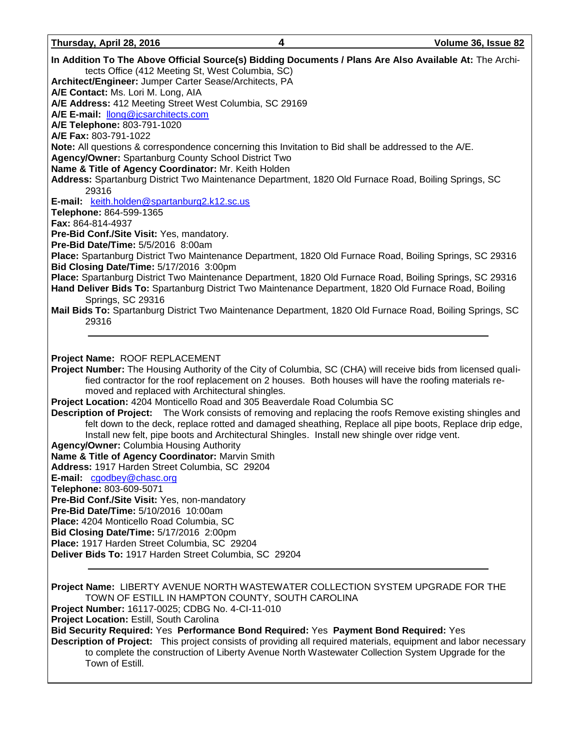**In Addition To The Above Official Source(s) Bidding Documents / Plans Are Also Available At:** The Architects Office (412 Meeting St, West Columbia, SC)
**Architect/Engineer:** Jumper Carter Sease/Architects, PA
**A/E Contact:** Ms. Lori M. Long, AIA
**A/E Address:** 412 Meeting Street West Columbia, SC 29169
**A/E E-mail:** llong@jcsarchitects.com
**A/E Telephone:** 803-791-1020
**A/E Fax:** 803-791-1022
**Note:** All questions & correspondence concerning this Invitation to Bid shall be addressed to the A/E.
**Agency/Owner:** Spartanburg County School District Two
**Name & Title of Agency Coordinator:** Mr. Keith Holden
**Address:** Spartanburg District Two Maintenance Department, 1820 Old Furnace Road, Boiling Springs, SC 29316
**E-mail:** keith.holden@spartanburg2.k12.sc.us
**Telephone:** 864-599-1365
**Fax:** 864-814-4937
**Pre-Bid Conf./Site Visit:** Yes, mandatory.
**Pre-Bid Date/Time:** 5/5/2016 8:00am
**Place:** Spartanburg District Two Maintenance Department, 1820 Old Furnace Road, Boiling Springs, SC 29316
**Bid Closing Date/Time:** 5/17/2016 3:00pm
**Place:** Spartanburg District Two Maintenance Department, 1820 Old Furnace Road, Boiling Springs, SC 29316
**Hand Deliver Bids To:** Spartanburg District Two Maintenance Department, 1820 Old Furnace Road, Boiling Springs, SC 29316
**Mail Bids To:** Spartanburg District Two Maintenance Department, 1820 Old Furnace Road, Boiling Springs, SC 29316

---

**Project Name:** ROOF REPLACEMENT
**Project Number:** The Housing Authority of the City of Columbia, SC (CHA) will receive bids from licensed qualified contractor for the roof replacement on 2 houses. Both houses will have the roofing materials removed and replaced with Architectural shingles.
**Project Location:** 4204 Monticello Road and 305 Beaverdale Road Columbia SC
**Description of Project:** The Work consists of removing and replacing the roofs Remove existing shingles and felt down to the deck, replace rotted and damaged sheathing, Replace all pipe boots, Replace drip edge, Install new felt, pipe boots and Architectural Shingles. Install new shingle over ridge vent.
**Agency/Owner:** Columbia Housing Authority
**Name & Title of Agency Coordinator:** Marvin Smith
**Address:** 1917 Harden Street Columbia, SC 29204
**E-mail:** cgodbey@chasc.org
**Telephone:** 803-609-5071
**Pre-Bid Conf./Site Visit:** Yes, non-mandatory
**Pre-Bid Date/Time:** 5/10/2016 10:00am
**Place:** 4204 Monticello Road Columbia, SC
**Bid Closing Date/Time:** 5/17/2016 2:00pm
**Place:** 1917 Harden Street Columbia, SC 29204
**Deliver Bids To:** 1917 Harden Street Columbia, SC 29204

---

**Project Name:** LIBERTY AVENUE NORTH WASTEWATER COLLECTION SYSTEM UPGRADE FOR THE TOWN OF ESTILL IN HAMPTON COUNTY, SOUTH CAROLINA
**Project Number:** 16117-0025; CDBG No. 4-CI-11-010
**Project Location:** Estill, South Carolina
**Bid Security Required:** Yes **Performance Bond Required:** Yes **Payment Bond Required:** Yes
**Description of Project:** This project consists of providing all required materials, equipment and labor necessary to complete the construction of Liberty Avenue North Wastewater Collection System Upgrade for the Town of Estill.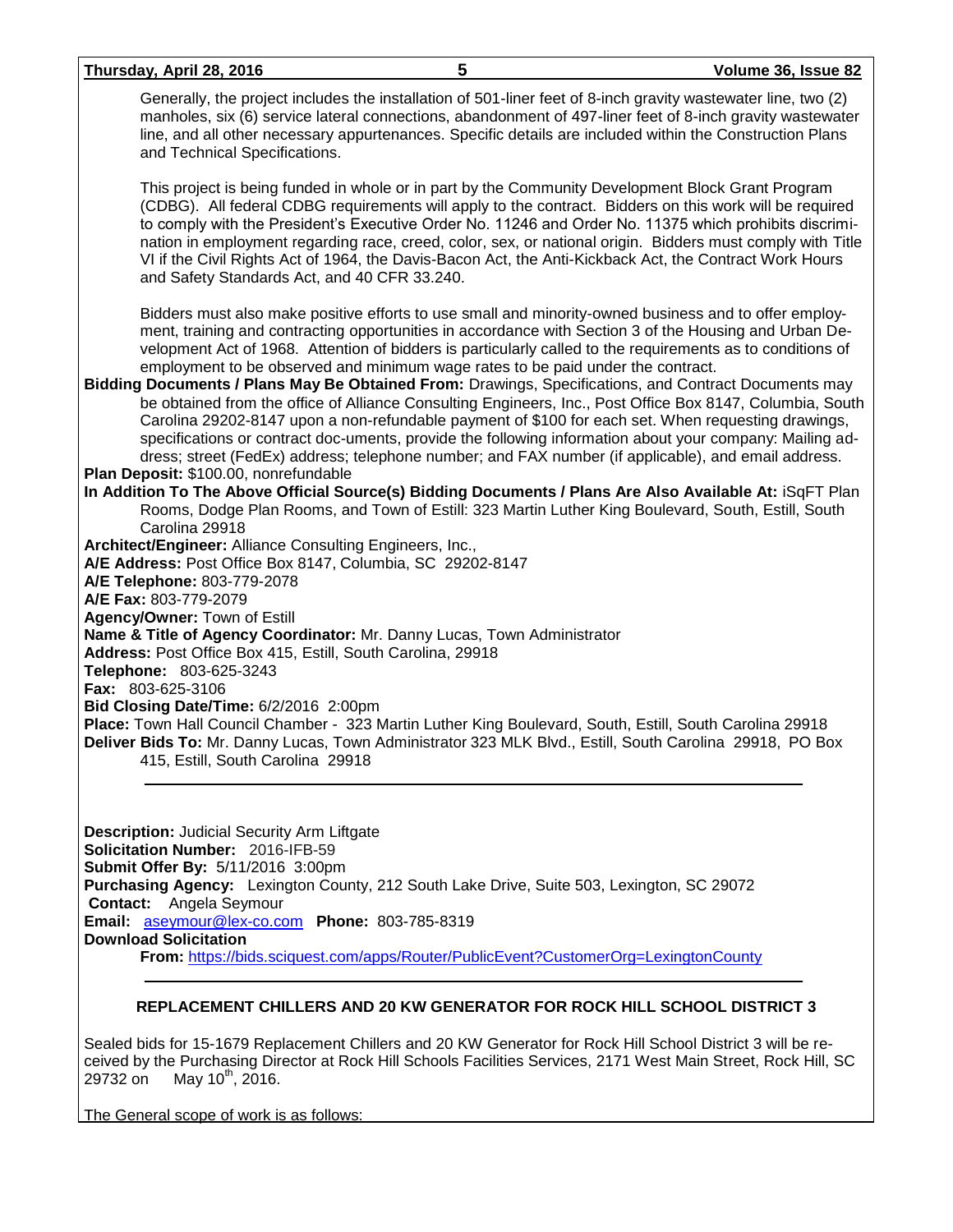Generally, the project includes the installation of 501-liner feet of 8-inch gravity wastewater line, two (2) manholes, six (6) service lateral connections, abandonment of 497-liner feet of 8-inch gravity wastewater line, and all other necessary appurtenances. Specific details are included within the Construction Plans and Technical Specifications.

This project is being funded in whole or in part by the Community Development Block Grant Program (CDBG). All federal CDBG requirements will apply to the contract. Bidders on this work will be required to comply with the President's Executive Order No. 11246 and Order No. 11375 which prohibits discrimination in employment regarding race, creed, color, sex, or national origin. Bidders must comply with Title VI if the Civil Rights Act of 1964, the Davis-Bacon Act, the Anti-Kickback Act, the Contract Work Hours and Safety Standards Act, and 40 CFR 33.240.

Bidders must also make positive efforts to use small and minority-owned business and to offer employment, training and contracting opportunities in accordance with Section 3 of the Housing and Urban Development Act of 1968. Attention of bidders is particularly called to the requirements as to conditions of employment to be observed and minimum wage rates to be paid under the contract.

**Bidding Documents / Plans May Be Obtained From:** Drawings, Specifications, and Contract Documents may be obtained from the office of Alliance Consulting Engineers, Inc., Post Office Box 8147, Columbia, South Carolina 29202-8147 upon a non-refundable payment of $100 for each set. When requesting drawings, specifications or contract doc-uments, provide the following information about your company: Mailing address; street (FedEx) address; telephone number; and FAX number (if applicable), and email address.
**Plan Deposit:** $100.00, nonrefundable
**In Addition To The Above Official Source(s) Bidding Documents / Plans Are Also Available At:** iSqFT Plan Rooms, Dodge Plan Rooms, and Town of Estill: 323 Martin Luther King Boulevard, South, Estill, South Carolina 29918
**Architect/Engineer:** Alliance Consulting Engineers, Inc.,
**A/E Address:** Post Office Box 8147, Columbia, SC 29202-8147
**A/E Telephone:** 803-779-2078
**A/E Fax:** 803-779-2079
**Agency/Owner:** Town of Estill
**Name & Title of Agency Coordinator:** Mr. Danny Lucas, Town Administrator
**Address:** Post Office Box 415, Estill, South Carolina, 29918
**Telephone:** 803-625-3243
**Fax:** 803-625-3106
**Bid Closing Date/Time:** 6/2/2016 2:00pm
**Place:** Town Hall Council Chamber - 323 Martin Luther King Boulevard, South, Estill, South Carolina 29918
**Deliver Bids To:** Mr. Danny Lucas, Town Administrator 323 MLK Blvd., Estill, South Carolina 29918, PO Box 415, Estill, South Carolina 29918

---

**Description:** Judicial Security Arm Liftgate
**Solicitation Number:** 2016-IFB-59
**Submit Offer By:** 5/11/2016 3:00pm
**Purchasing Agency:** Lexington County, 212 South Lake Drive, Suite 503, Lexington, SC 29072
**Contact:** Angela Seymour
**Email:** aseymour@lex-co.com **Phone:** 803-785-8319
**Download Solicitation**
**From:** https://bids.sciquest.com/apps/Router/PublicEvent?CustomerOrg=LexingtonCounty

---

## REPLACEMENT CHILLERS AND 20 KW GENERATOR FOR ROCK HILL SCHOOL DISTRICT 3

Sealed bids for 15-1679 Replacement Chillers and 20 KW Generator for Rock Hill School District 3 will be received by the Purchasing Director at Rock Hill Schools Facilities Services, 2171 West Main Street, Rock Hill, SC 29732 on May 10th, 2016.

The General scope of work is as follows: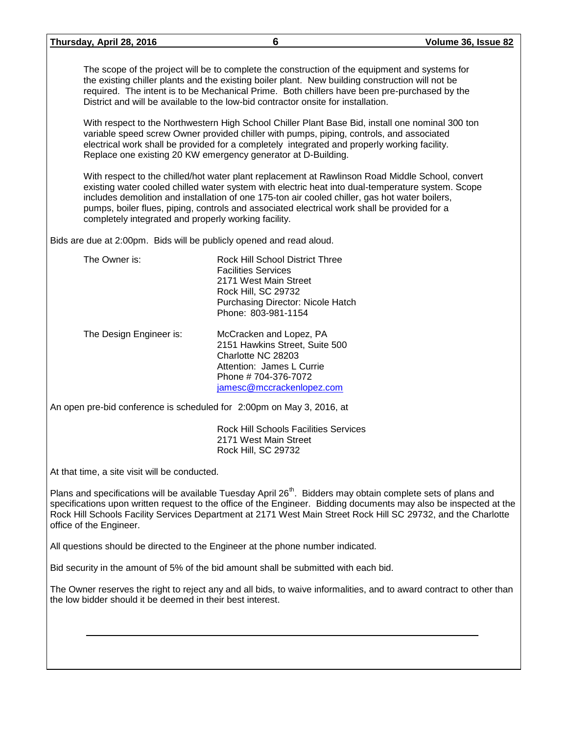The scope of the project will be to complete the construction of the equipment and systems for the existing chiller plants and the existing boiler plant. New building construction will not be required. The intent is to be Mechanical Prime. Both chillers have been pre-purchased by the District and will be available to the low-bid contractor onsite for installation.

With respect to the Northwestern High School Chiller Plant Base Bid, install one nominal 300 ton variable speed screw Owner provided chiller with pumps, piping, controls, and associated electrical work shall be provided for a completely integrated and properly working facility. Replace one existing 20 KW emergency generator at D-Building.

With respect to the chilled/hot water plant replacement at Rawlinson Road Middle School, convert existing water cooled chilled water system with electric heat into dual-temperature system. Scope includes demolition and installation of one 175-ton air cooled chiller, gas hot water boilers, pumps, boiler flues, piping, controls and associated electrical work shall be provided for a completely integrated and properly working facility.

Bids are due at 2:00pm. Bids will be publicly opened and read aloud.

| | |
|---|---|
| The Owner is: | Rock Hill School District Three<br>Facilities Services<br>2171 West Main Street<br>Rock Hill, SC 29732<br>Purchasing Director: Nicole Hatch<br>Phone: 803-981-1154 |
| The Design Engineer is: | McCracken and Lopez, PA<br>2151 Hawkins Street, Suite 500<br>Charlotte NC 28203<br>Attention: James L Currie<br>Phone # 704-376-7072<br>jamesc@mccrackenlopez.com |

An open pre-bid conference is scheduled for 2:00pm on May 3, 2016, at

Rock Hill Schools Facilities Services
2171 West Main Street
Rock Hill, SC 29732

At that time, a site visit will be conducted.

Plans and specifications will be available Tuesday April 26th. Bidders may obtain complete sets of plans and specifications upon written request to the office of the Engineer. Bidding documents may also be inspected at the Rock Hill Schools Facility Services Department at 2171 West Main Street Rock Hill SC 29732, and the Charlotte office of the Engineer.

All questions should be directed to the Engineer at the phone number indicated.

Bid security in the amount of 5% of the bid amount shall be submitted with each bid.

The Owner reserves the right to reject any and all bids, to waive informalities, and to award contract to other than the low bidder should it be deemed in their best interest.

---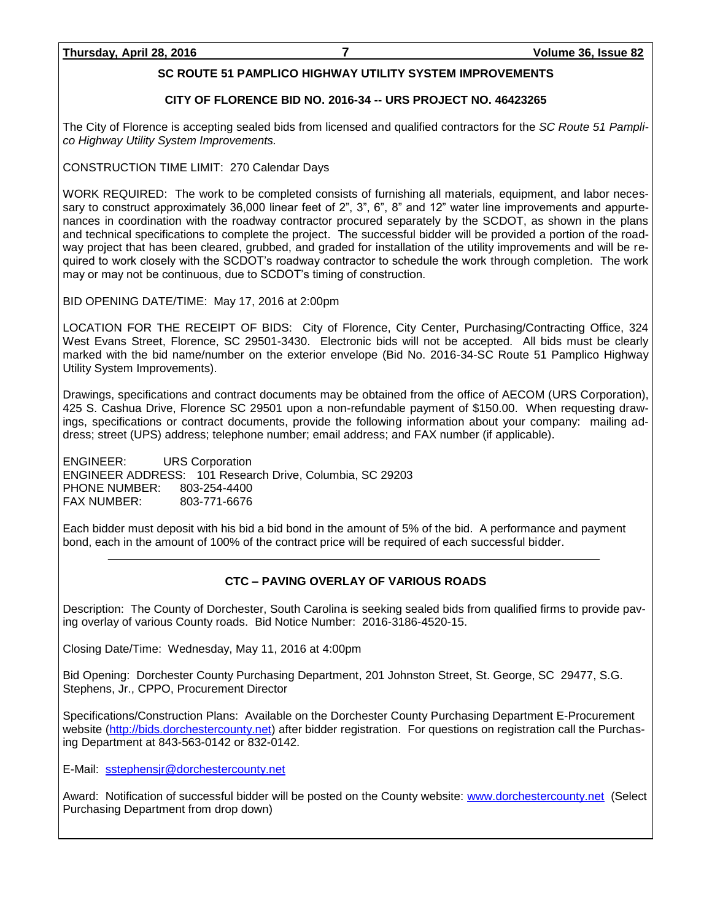## SC ROUTE 51 PAMPLICO HIGHWAY UTILITY SYSTEM IMPROVEMENTS

### CITY OF FLORENCE BID NO. 2016-34 -- URS PROJECT NO. 46423265

The City of Florence is accepting sealed bids from licensed and qualified contractors for the *SC Route 51 Pamplico Highway Utility System Improvements.*

CONSTRUCTION TIME LIMIT: 270 Calendar Days

WORK REQUIRED: The work to be completed consists of furnishing all materials, equipment, and labor necessary to construct approximately 36,000 linear feet of 2", 3", 6", 8" and 12" water line improvements and appurtenances in coordination with the roadway contractor procured separately by the SCDOT, as shown in the plans and technical specifications to complete the project. The successful bidder will be provided a portion of the roadway project that has been cleared, grubbed, and graded for installation of the utility improvements and will be required to work closely with the SCDOT's roadway contractor to schedule the work through completion. The work may or may not be continuous, due to SCDOT's timing of construction.

BID OPENING DATE/TIME: May 17, 2016 at 2:00pm

LOCATION FOR THE RECEIPT OF BIDS: City of Florence, City Center, Purchasing/Contracting Office, 324 West Evans Street, Florence, SC 29501-3430. Electronic bids will not be accepted. All bids must be clearly marked with the bid name/number on the exterior envelope (Bid No. 2016-34-SC Route 51 Pamplico Highway Utility System Improvements).

Drawings, specifications and contract documents may be obtained from the office of AECOM (URS Corporation), 425 S. Cashua Drive, Florence SC 29501 upon a non-refundable payment of $150.00. When requesting drawings, specifications or contract documents, provide the following information about your company: mailing address; street (UPS) address; telephone number; email address; and FAX number (if applicable).

ENGINEER: URS Corporation
ENGINEER ADDRESS: 101 Research Drive, Columbia, SC 29203
PHONE NUMBER: 803-254-4400
FAX NUMBER: 803-771-6676

Each bidder must deposit with his bid a bid bond in the amount of 5% of the bid. A performance and payment bond, each in the amount of 100% of the contract price will be required of each successful bidder.

---

## CTC – PAVING OVERLAY OF VARIOUS ROADS

Description: The County of Dorchester, South Carolina is seeking sealed bids from qualified firms to provide paving overlay of various County roads. Bid Notice Number: 2016-3186-4520-15.

Closing Date/Time: Wednesday, May 11, 2016 at 4:00pm

Bid Opening: Dorchester County Purchasing Department, 201 Johnston Street, St. George, SC 29477, S.G. Stephens, Jr., CPPO, Procurement Director

Specifications/Construction Plans: Available on the Dorchester County Purchasing Department E-Procurement website (http://bids.dorchestercounty.net) after bidder registration. For questions on registration call the Purchasing Department at 843-563-0142 or 832-0142.

E-Mail: sstephensjr@dorchestercounty.net

Award: Notification of successful bidder will be posted on the County website: www.dorchestercounty.net (Select Purchasing Department from drop down)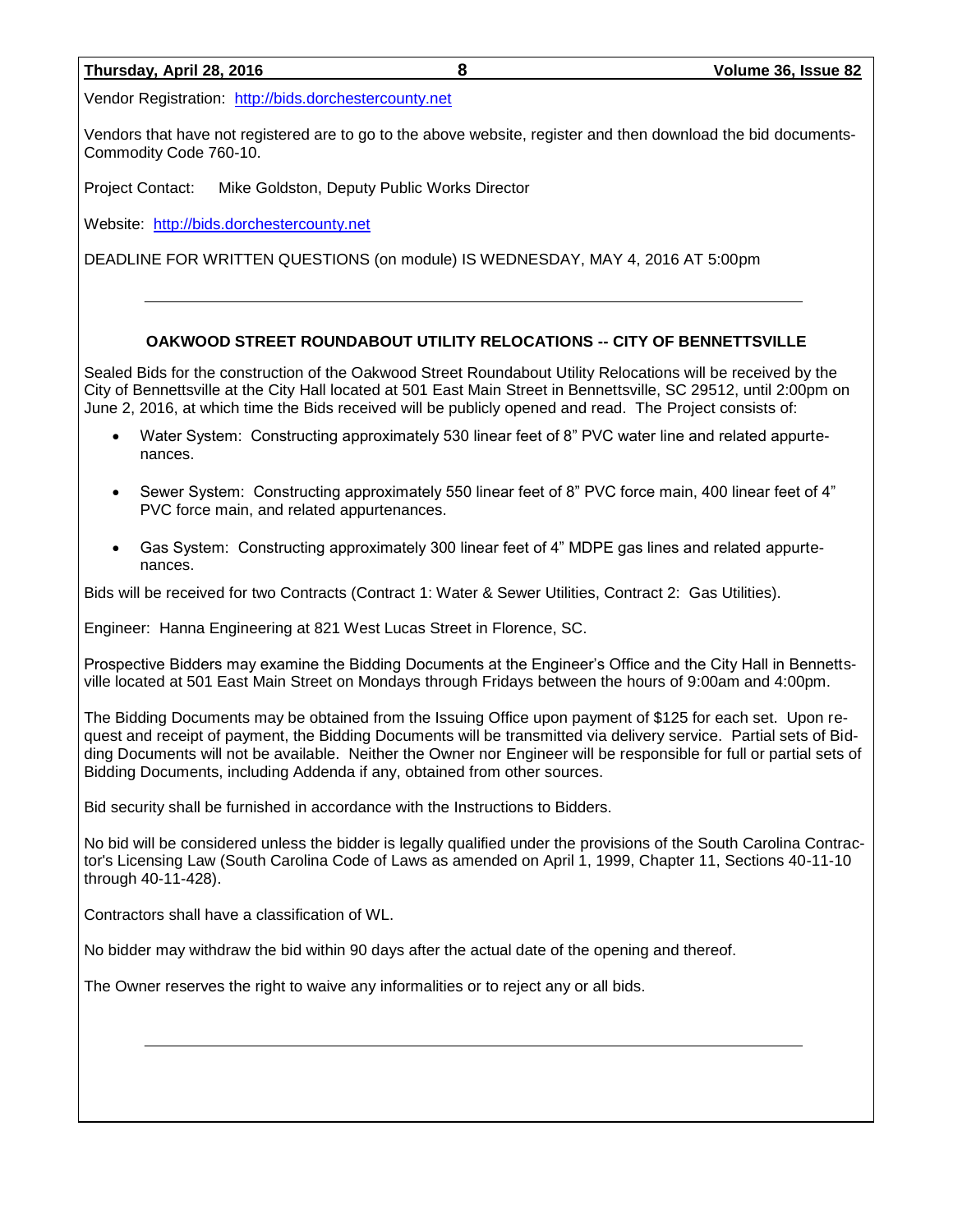Vendor Registration: http://bids.dorchestercounty.net

Vendors that have not registered are to go to the above website, register and then download the bid documents- Commodity Code 760-10.

Project Contact: Mike Goldston, Deputy Public Works Director

Website: http://bids.dorchestercounty.net

DEADLINE FOR WRITTEN QUESTIONS (on module) IS WEDNESDAY, MAY 4, 2016 AT 5:00pm

---

## OAKWOOD STREET ROUNDABOUT UTILITY RELOCATIONS -- CITY OF BENNETTSVILLE

Sealed Bids for the construction of the Oakwood Street Roundabout Utility Relocations will be received by the City of Bennettsville at the City Hall located at 501 East Main Street in Bennettsville, SC 29512, until 2:00pm on June 2, 2016, at which time the Bids received will be publicly opened and read. The Project consists of:

- Water System: Constructing approximately 530 linear feet of 8" PVC water line and related appurtenances.
- Sewer System: Constructing approximately 550 linear feet of 8" PVC force main, 400 linear feet of 4" PVC force main, and related appurtenances.
- Gas System: Constructing approximately 300 linear feet of 4" MDPE gas lines and related appurtenances.

Bids will be received for two Contracts (Contract 1: Water & Sewer Utilities, Contract 2: Gas Utilities).

Engineer: Hanna Engineering at 821 West Lucas Street in Florence, SC.

Prospective Bidders may examine the Bidding Documents at the Engineer's Office and the City Hall in Bennettsville located at 501 East Main Street on Mondays through Fridays between the hours of 9:00am and 4:00pm.

The Bidding Documents may be obtained from the Issuing Office upon payment of $125 for each set. Upon request and receipt of payment, the Bidding Documents will be transmitted via delivery service. Partial sets of Bidding Documents will not be available. Neither the Owner nor Engineer will be responsible for full or partial sets of Bidding Documents, including Addenda if any, obtained from other sources.

Bid security shall be furnished in accordance with the Instructions to Bidders.

No bid will be considered unless the bidder is legally qualified under the provisions of the South Carolina Contractor's Licensing Law (South Carolina Code of Laws as amended on April 1, 1999, Chapter 11, Sections 40-11-10 through 40-11-428).

Contractors shall have a classification of WL.

No bidder may withdraw the bid within 90 days after the actual date of the opening and thereof.

The Owner reserves the right to waive any informalities or to reject any or all bids.

---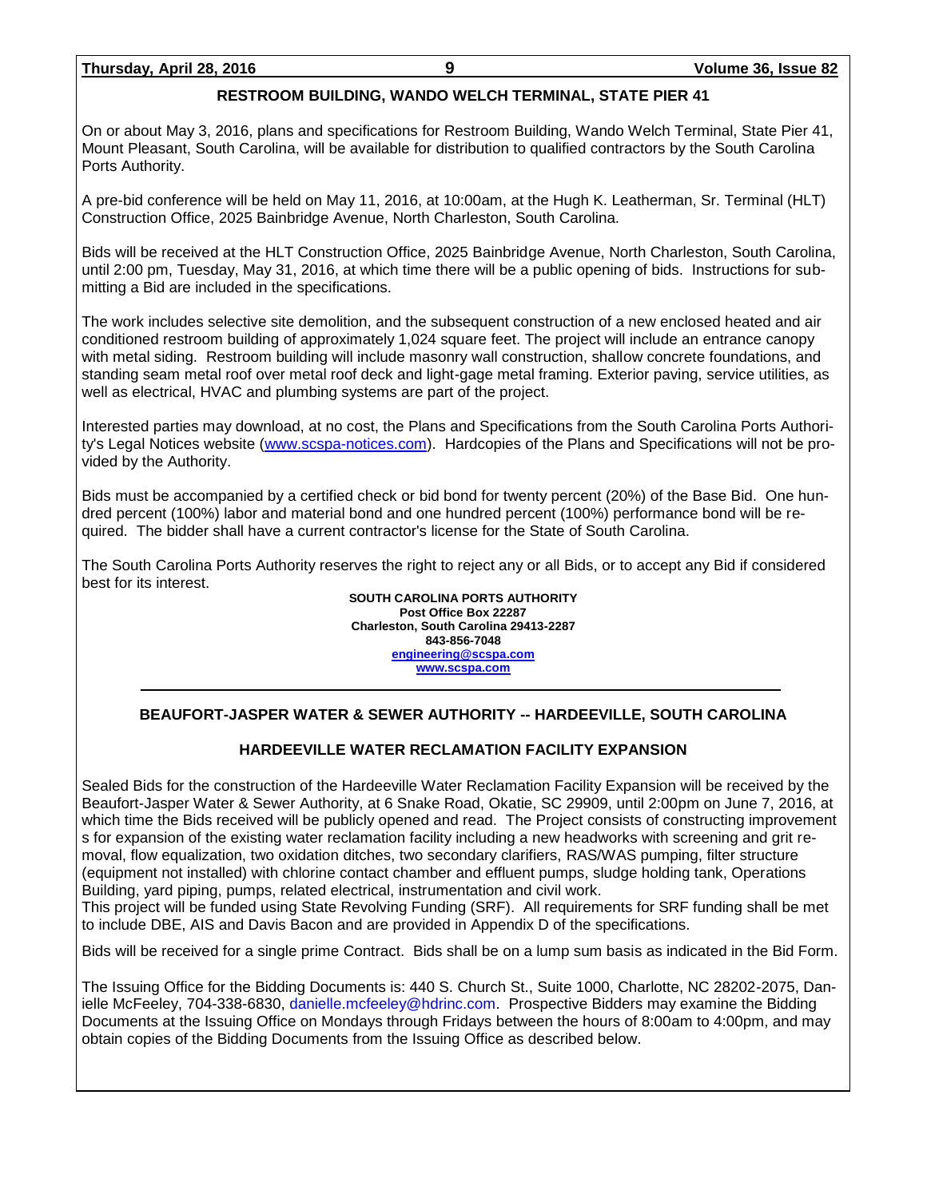## RESTROOM BUILDING, WANDO WELCH TERMINAL, STATE PIER 41

On or about May 3, 2016, plans and specifications for Restroom Building, Wando Welch Terminal, State Pier 41, Mount Pleasant, South Carolina, will be available for distribution to qualified contractors by the South Carolina Ports Authority.

A pre-bid conference will be held on May 11, 2016, at 10:00am, at the Hugh K. Leatherman, Sr. Terminal (HLT) Construction Office, 2025 Bainbridge Avenue, North Charleston, South Carolina.

Bids will be received at the HLT Construction Office, 2025 Bainbridge Avenue, North Charleston, South Carolina, until 2:00 pm, Tuesday, May 31, 2016, at which time there will be a public opening of bids. Instructions for submitting a Bid are included in the specifications.

The work includes selective site demolition, and the subsequent construction of a new enclosed heated and air conditioned restroom building of approximately 1,024 square feet. The project will include an entrance canopy with metal siding. Restroom building will include masonry wall construction, shallow concrete foundations, and standing seam metal roof over metal roof deck and light-gage metal framing. Exterior paving, service utilities, as well as electrical, HVAC and plumbing systems are part of the project.

Interested parties may download, at no cost, the Plans and Specifications from the South Carolina Ports Authority's Legal Notices website (www.scspa-notices.com). Hardcopies of the Plans and Specifications will not be provided by the Authority.

Bids must be accompanied by a certified check or bid bond for twenty percent (20%) of the Base Bid. One hundred percent (100%) labor and material bond and one hundred percent (100%) performance bond will be required. The bidder shall have a current contractor's license for the State of South Carolina.

The South Carolina Ports Authority reserves the right to reject any or all Bids, or to accept any Bid if considered best for its interest.

**SOUTH CAROLINA PORTS AUTHORITY**
**Post Office Box 22287**
**Charleston, South Carolina 29413-2287**
**843-856-7048**
**engineering@scspa.com**
**www.scspa.com**

---

## BEAUFORT-JASPER WATER & SEWER AUTHORITY -- HARDEEVILLE, SOUTH CAROLINA

## HARDEEVILLE WATER RECLAMATION FACILITY EXPANSION

Sealed Bids for the construction of the Hardeeville Water Reclamation Facility Expansion will be received by the Beaufort-Jasper Water & Sewer Authority, at 6 Snake Road, Okatie, SC 29909, until 2:00pm on June 7, 2016, at which time the Bids received will be publicly opened and read. The Project consists of constructing improvement s for expansion of the existing water reclamation facility including a new headworks with screening and grit removal, flow equalization, two oxidation ditches, two secondary clarifiers, RAS/WAS pumping, filter structure (equipment not installed) with chlorine contact chamber and effluent pumps, sludge holding tank, Operations Building, yard piping, pumps, related electrical, instrumentation and civil work.
This project will be funded using State Revolving Funding (SRF). All requirements for SRF funding shall be met to include DBE, AIS and Davis Bacon and are provided in Appendix D of the specifications.

Bids will be received for a single prime Contract. Bids shall be on a lump sum basis as indicated in the Bid Form.

The Issuing Office for the Bidding Documents is: 440 S. Church St., Suite 1000, Charlotte, NC 28202-2075, Danielle McFeeley, 704-338-6830, danielle.mcfeeley@hdrinc.com. Prospective Bidders may examine the Bidding Documents at the Issuing Office on Mondays through Fridays between the hours of 8:00am to 4:00pm, and may obtain copies of the Bidding Documents from the Issuing Office as described below.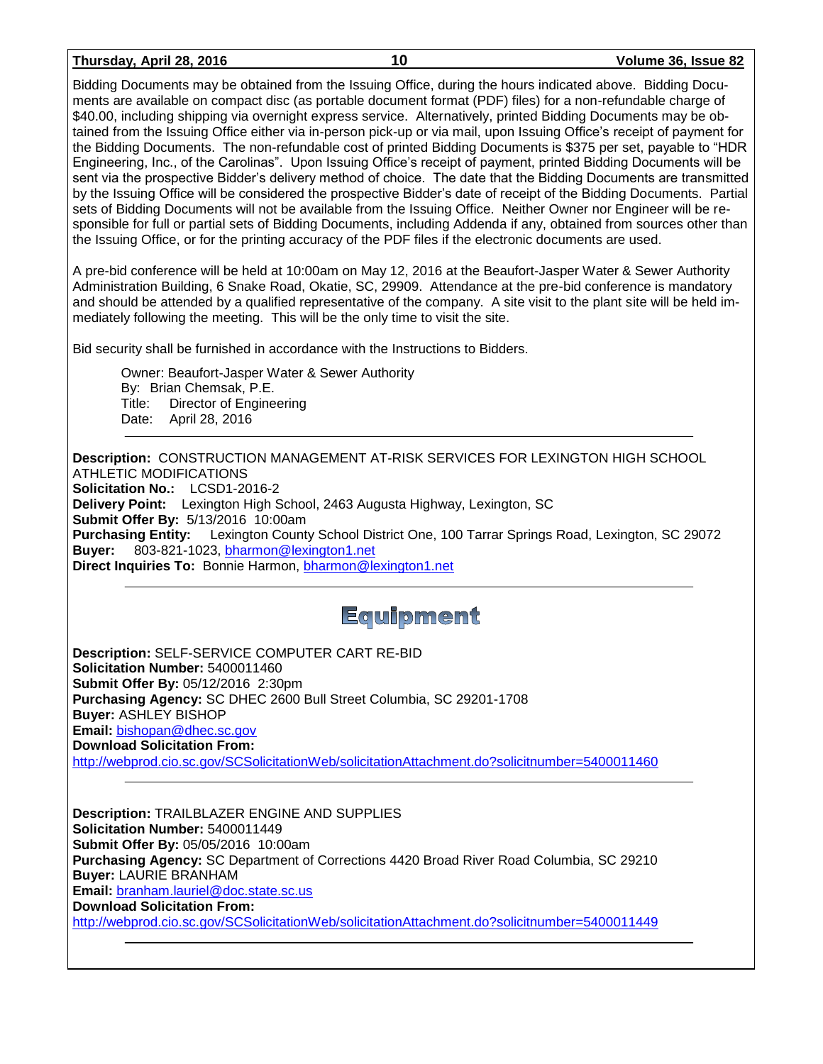Bidding Documents may be obtained from the Issuing Office, during the hours indicated above. Bidding Documents are available on compact disc (as portable document format (PDF) files) for a non-refundable charge of $40.00, including shipping via overnight express service. Alternatively, printed Bidding Documents may be obtained from the Issuing Office either via in-person pick-up or via mail, upon Issuing Office's receipt of payment for the Bidding Documents. The non-refundable cost of printed Bidding Documents is $375 per set, payable to "HDR Engineering, Inc., of the Carolinas". Upon Issuing Office's receipt of payment, printed Bidding Documents will be sent via the prospective Bidder's delivery method of choice. The date that the Bidding Documents are transmitted by the Issuing Office will be considered the prospective Bidder's date of receipt of the Bidding Documents. Partial sets of Bidding Documents will not be available from the Issuing Office. Neither Owner nor Engineer will be responsible for full or partial sets of Bidding Documents, including Addenda if any, obtained from sources other than the Issuing Office, or for the printing accuracy of the PDF files if the electronic documents are used.

A pre-bid conference will be held at 10:00am on May 12, 2016 at the Beaufort-Jasper Water & Sewer Authority Administration Building, 6 Snake Road, Okatie, SC, 29909. Attendance at the pre-bid conference is mandatory and should be attended by a qualified representative of the company. A site visit to the plant site will be held immediately following the meeting. This will be the only time to visit the site.

Bid security shall be furnished in accordance with the Instructions to Bidders.

Owner: Beaufort-Jasper Water & Sewer Authority
By: Brian Chemsak, P.E.
Title: Director of Engineering
Date: April 28, 2016

---

**Description:** CONSTRUCTION MANAGEMENT AT-RISK SERVICES FOR LEXINGTON HIGH SCHOOL ATHLETIC MODIFICATIONS
**Solicitation No.:** LCSD1-2016-2
**Delivery Point:** Lexington High School, 2463 Augusta Highway, Lexington, SC
**Submit Offer By:** 5/13/2016 10:00am
**Purchasing Entity:** Lexington County School District One, 100 Tarrar Springs Road, Lexington, SC 29072
**Buyer:** 803-821-1023, bharmon@lexington1.net
**Direct Inquiries To:** Bonnie Harmon, bharmon@lexington1.net

---

# Equipment

**Description:** SELF-SERVICE COMPUTER CART RE-BID
**Solicitation Number:** 5400011460
**Submit Offer By:** 05/12/2016 2:30pm
**Purchasing Agency:** SC DHEC 2600 Bull Street Columbia, SC 29201-1708
**Buyer:** ASHLEY BISHOP
**Email:** bishopan@dhec.sc.gov
**Download Solicitation From:**
http://webprod.cio.sc.gov/SCSolicitationWeb/solicitationAttachment.do?solicitnumber=5400011460

---

**Description:** TRAILBLAZER ENGINE AND SUPPLIES
**Solicitation Number:** 5400011449
**Submit Offer By:** 05/05/2016 10:00am
**Purchasing Agency:** SC Department of Corrections 4420 Broad River Road Columbia, SC 29210
**Buyer:** LAURIE BRANHAM
**Email:** branham.lauriel@doc.state.sc.us
**Download Solicitation From:**
http://webprod.cio.sc.gov/SCSolicitationWeb/solicitationAttachment.do?solicitnumber=5400011449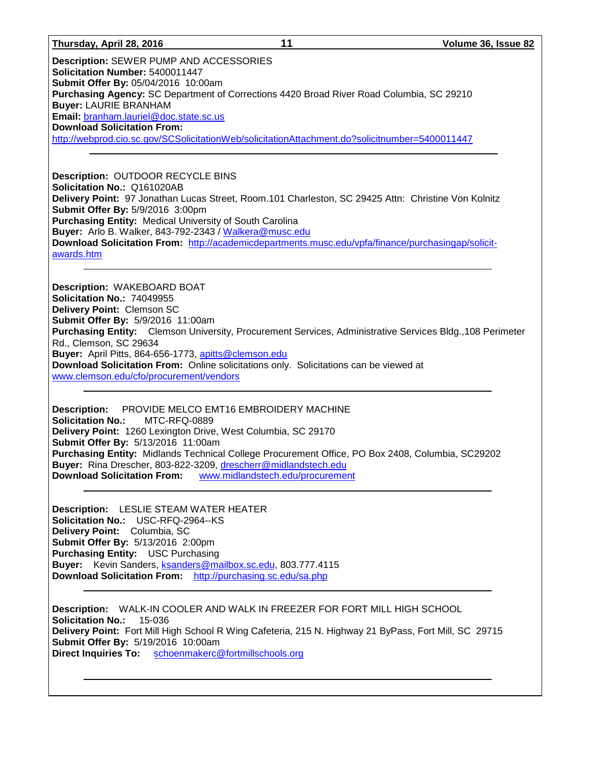**Description:** SEWER PUMP AND ACCESSORIES
**Solicitation Number:** 5400011447
**Submit Offer By:** 05/04/2016 10:00am
**Purchasing Agency:** SC Department of Corrections 4420 Broad River Road Columbia, SC 29210
**Buyer:** LAURIE BRANHAM
**Email:** branham.lauriel@doc.state.sc.us
**Download Solicitation From:**
http://webprod.cio.sc.gov/SCSolicitationWeb/solicitationAttachment.do?solicitnumber=5400011447

---

**Description:** OUTDOOR RECYCLE BINS
**Solicitation No.:** Q161020AB
**Delivery Point:** 97 Jonathan Lucas Street, Room.101 Charleston, SC 29425 Attn: Christine Von Kolnitz
**Submit Offer By:** 5/9/2016 3:00pm
**Purchasing Entity:** Medical University of South Carolina
**Buyer:** Arlo B. Walker, 843-792-2343 / Walkera@musc.edu
**Download Solicitation From:** http://academicdepartments.musc.edu/vpfa/finance/purchasingap/solicit-awards.htm

---

**Description:** WAKEBOARD BOAT
**Solicitation No.:** 74049955
**Delivery Point:** Clemson SC
**Submit Offer By:** 5/9/2016 11:00am
**Purchasing Entity:** Clemson University, Procurement Services, Administrative Services Bldg.,108 Perimeter Rd., Clemson, SC 29634
**Buyer:** April Pitts, 864-656-1773, apitts@clemson.edu
**Download Solicitation From:** Online solicitations only. Solicitations can be viewed at www.clemson.edu/cfo/procurement/vendors

---

**Description:** PROVIDE MELCO EMT16 EMBROIDERY MACHINE
**Solicitation No.:** MTC-RFQ-0889
**Delivery Point:** 1260 Lexington Drive, West Columbia, SC 29170
**Submit Offer By:** 5/13/2016 11:00am
**Purchasing Entity:** Midlands Technical College Procurement Office, PO Box 2408, Columbia, SC29202
**Buyer:** Rina Drescher, 803-822-3209, drescherr@midlandstech.edu
**Download Solicitation From:** www.midlandstech.edu/procurement

---

**Description:** LESLIE STEAM WATER HEATER
**Solicitation No.:** USC-RFQ-2964--KS
**Delivery Point:** Columbia, SC
**Submit Offer By:** 5/13/2016 2:00pm
**Purchasing Entity:** USC Purchasing
**Buyer:** Kevin Sanders, ksanders@mailbox.sc.edu, 803.777.4115
**Download Solicitation From:** http://purchasing.sc.edu/sa.php

---

**Description:** WALK-IN COOLER AND WALK IN FREEZER FOR FORT MILL HIGH SCHOOL
**Solicitation No.:** 15-036
**Delivery Point:** Fort Mill High School R Wing Cafeteria, 215 N. Highway 21 ByPass, Fort Mill, SC 29715
**Submit Offer By:** 5/19/2016 10:00am
**Direct Inquiries To:** schoenmakerc@fortmillschools.org

---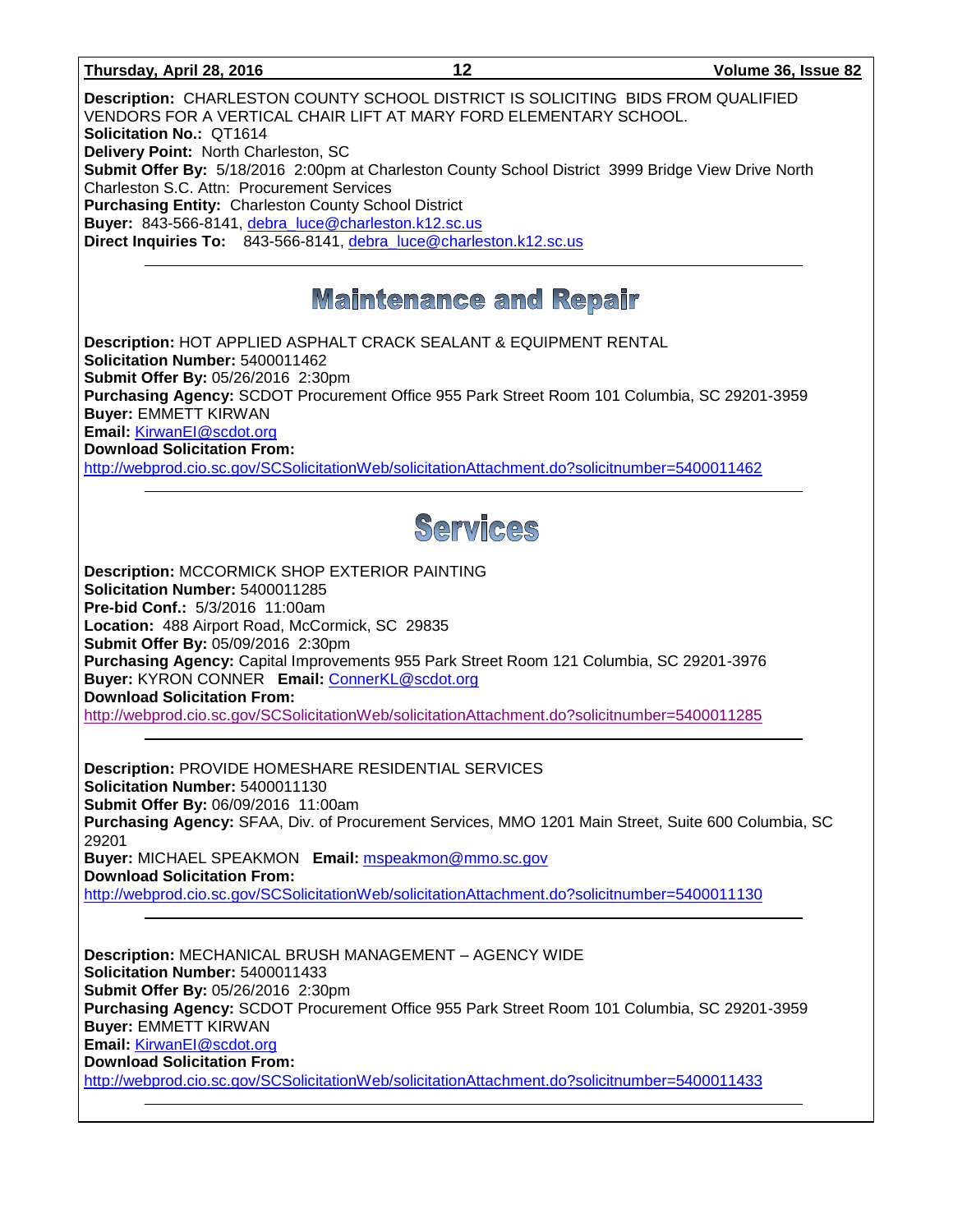**Description:** CHARLESTON COUNTY SCHOOL DISTRICT IS SOLICITING BIDS FROM QUALIFIED VENDORS FOR A VERTICAL CHAIR LIFT AT MARY FORD ELEMENTARY SCHOOL.
**Solicitation No.:** QT1614
**Delivery Point:** North Charleston, SC
**Submit Offer By:** 5/18/2016 2:00pm at Charleston County School District 3999 Bridge View Drive North Charleston S.C. Attn: Procurement Services
**Purchasing Entity:** Charleston County School District
**Buyer:** 843-566-8141, debra_luce@charleston.k12.sc.us
**Direct Inquiries To:** 843-566-8141, debra_luce@charleston.k12.sc.us

---

# Maintenance and Repair

**Description:** HOT APPLIED ASPHALT CRACK SEALANT & EQUIPMENT RENTAL
**Solicitation Number:** 5400011462
**Submit Offer By:** 05/26/2016 2:30pm
**Purchasing Agency:** SCDOT Procurement Office 955 Park Street Room 101 Columbia, SC 29201-3959
**Buyer:** EMMETT KIRWAN
**Email:** KirwanEI@scdot.org
**Download Solicitation From:**
http://webprod.cio.sc.gov/SCSolicitationWeb/solicitationAttachment.do?solicitnumber=5400011462

---

# Services

**Description:** MCCORMICK SHOP EXTERIOR PAINTING
**Solicitation Number:** 5400011285
**Pre-bid Conf.:** 5/3/2016 11:00am
**Location:** 488 Airport Road, McCormick, SC 29835
**Submit Offer By:** 05/09/2016 2:30pm
**Purchasing Agency:** Capital Improvements 955 Park Street Room 121 Columbia, SC 29201-3976
**Buyer:** KYRON CONNER **Email:** ConnerKL@scdot.org
**Download Solicitation From:**
http://webprod.cio.sc.gov/SCSolicitationWeb/solicitationAttachment.do?solicitnumber=5400011285

---

**Description:** PROVIDE HOMESHARE RESIDENTIAL SERVICES
**Solicitation Number:** 5400011130
**Submit Offer By:** 06/09/2016 11:00am
**Purchasing Agency:** SFAA, Div. of Procurement Services, MMO 1201 Main Street, Suite 600 Columbia, SC 29201
**Buyer:** MICHAEL SPEAKMON **Email:** mspeakmon@mmo.sc.gov
**Download Solicitation From:**
http://webprod.cio.sc.gov/SCSolicitationWeb/solicitationAttachment.do?solicitnumber=5400011130

---

**Description:** MECHANICAL BRUSH MANAGEMENT – AGENCY WIDE
**Solicitation Number:** 5400011433
**Submit Offer By:** 05/26/2016 2:30pm
**Purchasing Agency:** SCDOT Procurement Office 955 Park Street Room 101 Columbia, SC 29201-3959
**Buyer:** EMMETT KIRWAN
**Email:** KirwanEI@scdot.org
**Download Solicitation From:**
http://webprod.cio.sc.gov/SCSolicitationWeb/solicitationAttachment.do?solicitnumber=5400011433

---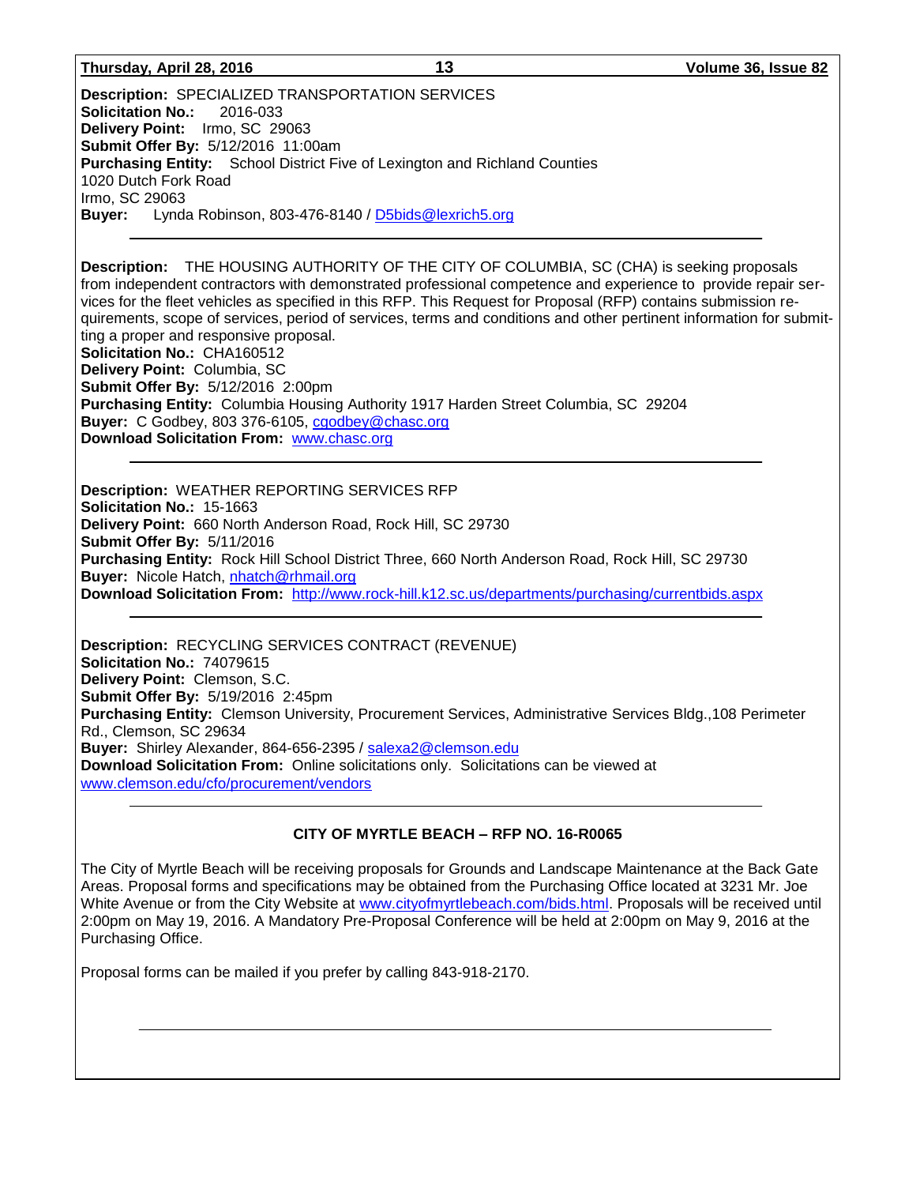**Description:** SPECIALIZED TRANSPORTATION SERVICES
**Solicitation No.:** 2016-033
**Delivery Point:** Irmo, SC 29063
**Submit Offer By:** 5/12/2016 11:00am
**Purchasing Entity:** School District Five of Lexington and Richland Counties
1020 Dutch Fork Road
Irmo, SC 29063
**Buyer:** Lynda Robinson, 803-476-8140 / D5bids@lexrich5.org

---

**Description:** THE HOUSING AUTHORITY OF THE CITY OF COLUMBIA, SC (CHA) is seeking proposals from independent contractors with demonstrated professional competence and experience to provide repair services for the fleet vehicles as specified in this RFP. This Request for Proposal (RFP) contains submission requirements, scope of services, period of services, terms and conditions and other pertinent information for submitting a proper and responsive proposal.
**Solicitation No.:** CHA160512
**Delivery Point:** Columbia, SC
**Submit Offer By:** 5/12/2016 2:00pm
**Purchasing Entity:** Columbia Housing Authority 1917 Harden Street Columbia, SC 29204
**Buyer:** C Godbey, 803 376-6105, cgodbey@chasc.org
**Download Solicitation From:** www.chasc.org

---

**Description:** WEATHER REPORTING SERVICES RFP
**Solicitation No.:** 15-1663
**Delivery Point:** 660 North Anderson Road, Rock Hill, SC 29730
**Submit Offer By:** 5/11/2016
**Purchasing Entity:** Rock Hill School District Three, 660 North Anderson Road, Rock Hill, SC 29730
**Buyer:** Nicole Hatch, nhatch@rhmail.org
**Download Solicitation From:** http://www.rock-hill.k12.sc.us/departments/purchasing/currentbids.aspx

---

**Description:** RECYCLING SERVICES CONTRACT (REVENUE)
**Solicitation No.:** 74079615
**Delivery Point:** Clemson, S.C.
**Submit Offer By:** 5/19/2016 2:45pm
**Purchasing Entity:** Clemson University, Procurement Services, Administrative Services Bldg.,108 Perimeter Rd., Clemson, SC 29634
**Buyer:** Shirley Alexander, 864-656-2395 / salexa2@clemson.edu
**Download Solicitation From:** Online solicitations only. Solicitations can be viewed at www.clemson.edu/cfo/procurement/vendors

---

**CITY OF MYRTLE BEACH – RFP NO. 16-R0065**

The City of Myrtle Beach will be receiving proposals for Grounds and Landscape Maintenance at the Back Gate Areas. Proposal forms and specifications may be obtained from the Purchasing Office located at 3231 Mr. Joe White Avenue or from the City Website at www.cityofmyrtlebeach.com/bids.html. Proposals will be received until 2:00pm on May 19, 2016. A Mandatory Pre-Proposal Conference will be held at 2:00pm on May 9, 2016 at the Purchasing Office.

Proposal forms can be mailed if you prefer by calling 843-918-2170.

---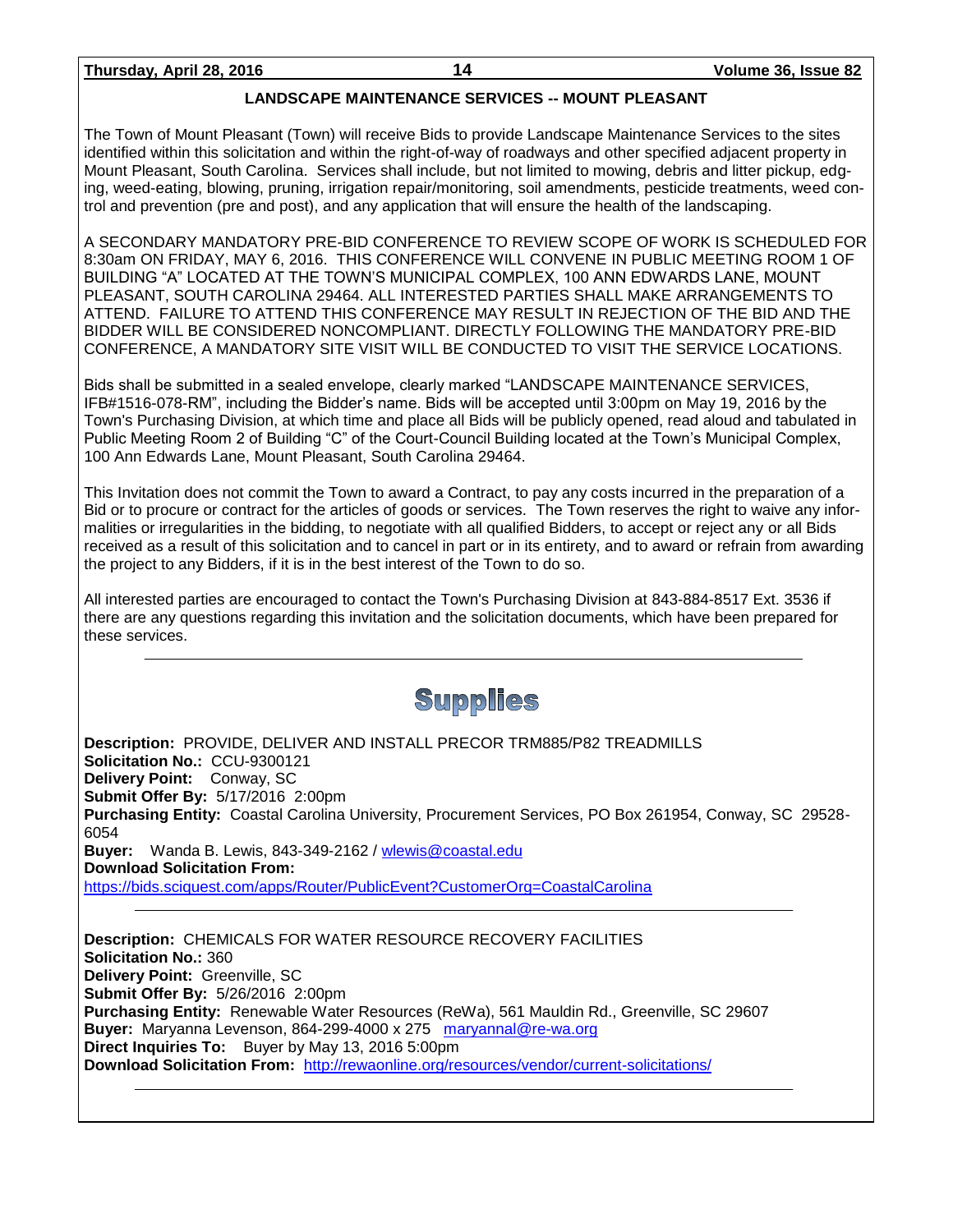## LANDSCAPE MAINTENANCE SERVICES -- MOUNT PLEASANT

The Town of Mount Pleasant (Town) will receive Bids to provide Landscape Maintenance Services to the sites identified within this solicitation and within the right-of-way of roadways and other specified adjacent property in Mount Pleasant, South Carolina. Services shall include, but not limited to mowing, debris and litter pickup, edging, weed-eating, blowing, pruning, irrigation repair/monitoring, soil amendments, pesticide treatments, weed control and prevention (pre and post), and any application that will ensure the health of the landscaping.

A SECONDARY MANDATORY PRE-BID CONFERENCE TO REVIEW SCOPE OF WORK IS SCHEDULED FOR 8:30am ON FRIDAY, MAY 6, 2016. THIS CONFERENCE WILL CONVENE IN PUBLIC MEETING ROOM 1 OF BUILDING "A" LOCATED AT THE TOWN'S MUNICIPAL COMPLEX, 100 ANN EDWARDS LANE, MOUNT PLEASANT, SOUTH CAROLINA 29464. ALL INTERESTED PARTIES SHALL MAKE ARRANGEMENTS TO ATTEND. FAILURE TO ATTEND THIS CONFERENCE MAY RESULT IN REJECTION OF THE BID AND THE BIDDER WILL BE CONSIDERED NONCOMPLIANT. DIRECTLY FOLLOWING THE MANDATORY PRE-BID CONFERENCE, A MANDATORY SITE VISIT WILL BE CONDUCTED TO VISIT THE SERVICE LOCATIONS.

Bids shall be submitted in a sealed envelope, clearly marked "LANDSCAPE MAINTENANCE SERVICES, IFB#1516-078-RM", including the Bidder's name. Bids will be accepted until 3:00pm on May 19, 2016 by the Town's Purchasing Division, at which time and place all Bids will be publicly opened, read aloud and tabulated in Public Meeting Room 2 of Building "C" of the Court-Council Building located at the Town's Municipal Complex, 100 Ann Edwards Lane, Mount Pleasant, South Carolina 29464.

This Invitation does not commit the Town to award a Contract, to pay any costs incurred in the preparation of a Bid or to procure or contract for the articles of goods or services. The Town reserves the right to waive any informalities or irregularities in the bidding, to negotiate with all qualified Bidders, to accept or reject any or all Bids received as a result of this solicitation and to cancel in part or in its entirety, and to award or refrain from awarding the project to any Bidders, if it is in the best interest of the Town to do so.

All interested parties are encouraged to contact the Town's Purchasing Division at 843-884-8517 Ext. 3536 if there are any questions regarding this invitation and the solicitation documents, which have been prepared for these services.

---

# Supplies

**Description:** PROVIDE, DELIVER AND INSTALL PRECOR TRM885/P82 TREADMILLS
**Solicitation No.:** CCU-9300121
**Delivery Point:** Conway, SC
**Submit Offer By:** 5/17/2016 2:00pm
**Purchasing Entity:** Coastal Carolina University, Procurement Services, PO Box 261954, Conway, SC 29528-6054
**Buyer:** Wanda B. Lewis, 843-349-2162 / wlewis@coastal.edu
**Download Solicitation From:**
https://bids.sciquest.com/apps/Router/PublicEvent?CustomerOrg=CoastalCarolina

---

**Description:** CHEMICALS FOR WATER RESOURCE RECOVERY FACILITIES
**Solicitation No.:** 360
**Delivery Point:** Greenville, SC
**Submit Offer By:** 5/26/2016 2:00pm
**Purchasing Entity:** Renewable Water Resources (ReWa), 561 Mauldin Rd., Greenville, SC 29607
**Buyer:** Maryanna Levenson, 864-299-4000 x 275 maryannal@re-wa.org
**Direct Inquiries To:** Buyer by May 13, 2016 5:00pm
**Download Solicitation From:** http://rewaonline.org/resources/vendor/current-solicitations/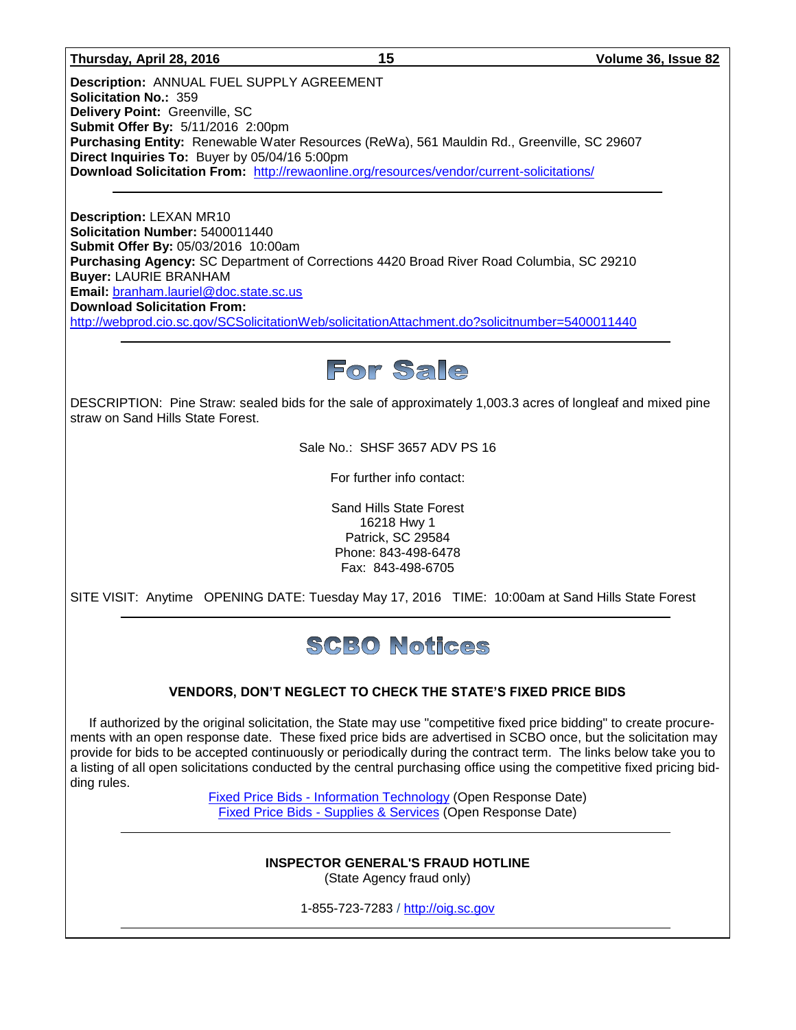**Description:** ANNUAL FUEL SUPPLY AGREEMENT
**Solicitation No.:** 359
**Delivery Point:** Greenville, SC
**Submit Offer By:** 5/11/2016 2:00pm
**Purchasing Entity:** Renewable Water Resources (ReWa), 561 Mauldin Rd., Greenville, SC 29607
**Direct Inquiries To:** Buyer by 05/04/16 5:00pm
**Download Solicitation From:** http://rewaonline.org/resources/vendor/current-solicitations/

---

**Description:** LEXAN MR10
**Solicitation Number:** 5400011440
**Submit Offer By:** 05/03/2016 10:00am
**Purchasing Agency:** SC Department of Corrections 4420 Broad River Road Columbia, SC 29210
**Buyer:** LAURIE BRANHAM
**Email:** branham.lauriel@doc.state.sc.us
**Download Solicitation From:**
http://webprod.cio.sc.gov/SCSolicitationWeb/solicitationAttachment.do?solicitnumber=5400011440

---

# For Sale

DESCRIPTION: Pine Straw: sealed bids for the sale of approximately 1,003.3 acres of longleaf and mixed pine straw on Sand Hills State Forest.

Sale No.: SHSF 3657 ADV PS 16

For further info contact:

Sand Hills State Forest
16218 Hwy 1
Patrick, SC 29584
Phone: 843-498-6478
Fax: 843-498-6705

SITE VISIT: Anytime OPENING DATE: Tuesday May 17, 2016 TIME: 10:00am at Sand Hills State Forest

---

# SCBO Notices

**VENDORS, DON'T NEGLECT TO CHECK THE STATE'S FIXED PRICE BIDS**

If authorized by the original solicitation, the State may use "competitive fixed price bidding" to create procurements with an open response date. These fixed price bids are advertised in SCBO once, but the solicitation may provide for bids to be accepted continuously or periodically during the contract term. The links below take you to a listing of all open solicitations conducted by the central purchasing office using the competitive fixed pricing bidding rules.

Fixed Price Bids - Information Technology (Open Response Date)
Fixed Price Bids - Supplies & Services (Open Response Date)

---

**INSPECTOR GENERAL'S FRAUD HOTLINE**
(State Agency fraud only)

1-855-723-7283 / http://oig.sc.gov

---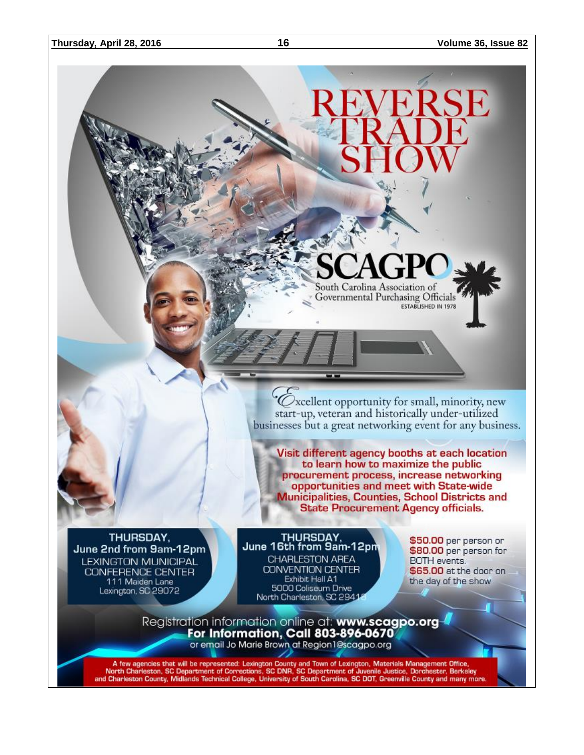# REVERSE TRADE SHOW

**SCAGPO**
South Carolina Association of Governmental Purchasing Officials
ESTABLISHED IN 1978

Excellent opportunity for small, minority, new start-up, veteran and historically under-utilized businesses but a great networking event for any business.

**Visit different agency booths at each location to learn how to maximize the public procurement process, increase networking opportunities and meet with State-wide Municipalities, Counties, School Districts and State Procurement Agency officials.**

**THURSDAY, June 2nd from 9am-12pm**
LEXINGTON MUNICIPAL CONFERENCE CENTER
111 Maiden Lane
Lexington, SC 29072

**THURSDAY, June 16th from 9am-12pm**
CHARLESTON AREA CONVENTION CENTER
Exhibit Hall A1
5000 Coliseum Drive
North Charleston, SC 29418

**$50.00** per person or **$80.00** per person for BOTH events.
**$65.00** at the door on the day of the show

Registration information online at: **www.scagpo.org**
**For Information, Call 803-896-0670**
or email Jo Marie Brown at Region1@scagpo.org

A few agencies that will be represented: Lexington County and Town of Lexington, Materials Management Office, North Charleston, SC Department of Corrections, SC DNR, SC Department of Juvenile Justice, Dorchester, Berkeley and Charleston County, Midlands Technical College, University of South Carolina, SC DOT, Greenville County and many more.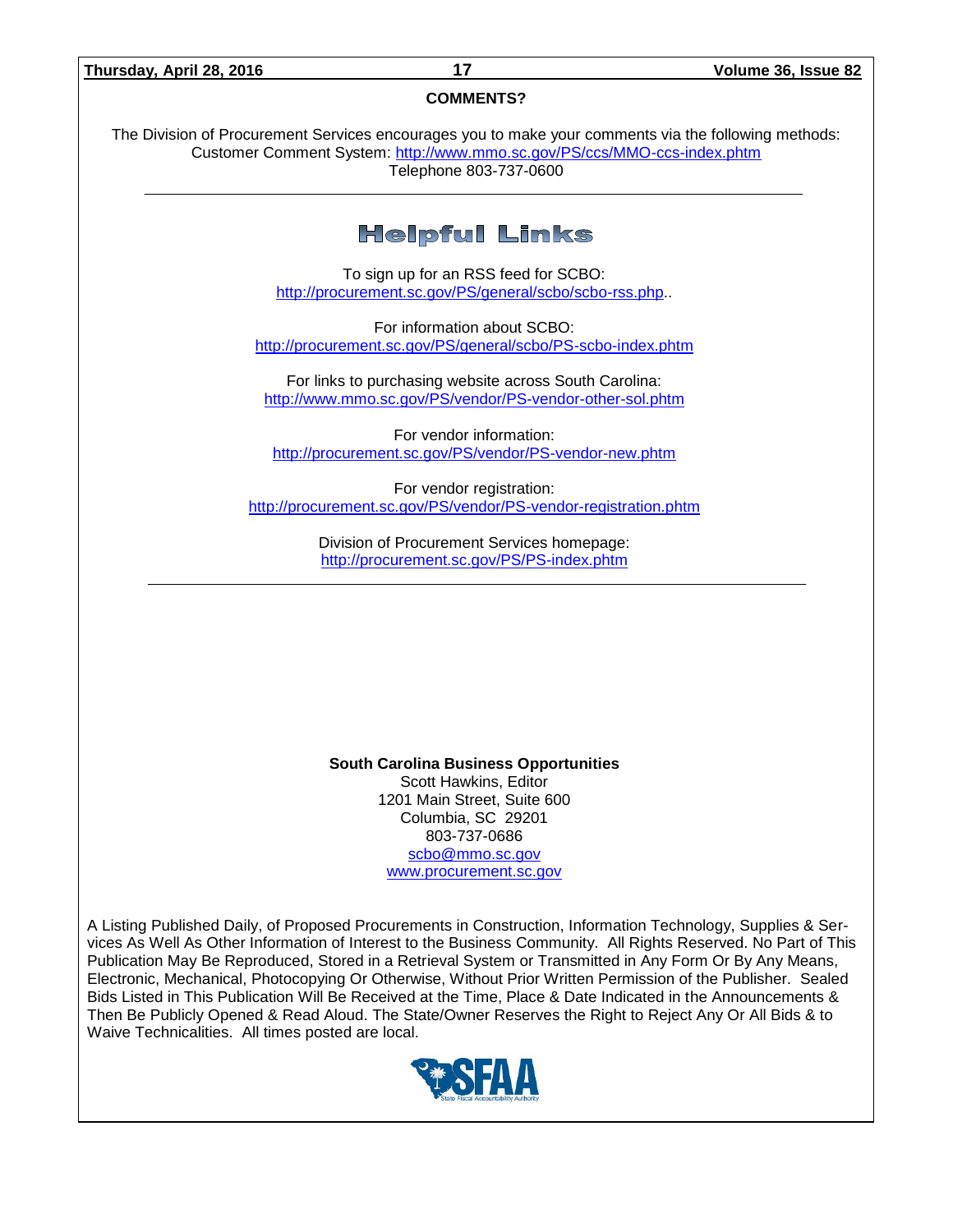**COMMENTS?**

The Division of Procurement Services encourages you to make your comments via the following methods:
Customer Comment System: http://www.mmo.sc.gov/PS/ccs/MMO-ccs-index.phtm
Telephone 803-737-0600

---

## Helpful Links

To sign up for an RSS feed for SCBO:
http://procurement.sc.gov/PS/general/scbo/scbo-rss.php..

For information about SCBO:
http://procurement.sc.gov/PS/general/scbo/PS-scbo-index.phtm

For links to purchasing website across South Carolina:
http://www.mmo.sc.gov/PS/vendor/PS-vendor-other-sol.phtm

For vendor information:
http://procurement.sc.gov/PS/vendor/PS-vendor-new.phtm

For vendor registration:
http://procurement.sc.gov/PS/vendor/PS-vendor-registration.phtm

Division of Procurement Services homepage:
http://procurement.sc.gov/PS/PS-index.phtm

---

**South Carolina Business Opportunities**
Scott Hawkins, Editor
1201 Main Street, Suite 600
Columbia, SC 29201
803-737-0686
scbo@mmo.sc.gov
www.procurement.sc.gov

A Listing Published Daily, of Proposed Procurements in Construction, Information Technology, Supplies & Services As Well As Other Information of Interest to the Business Community. All Rights Reserved. No Part of This Publication May Be Reproduced, Stored in a Retrieval System or Transmitted in Any Form Or By Any Means, Electronic, Mechanical, Photocopying Or Otherwise, Without Prior Written Permission of the Publisher. Sealed Bids Listed in This Publication Will Be Received at the Time, Place & Date Indicated in the Announcements & Then Be Publicly Opened & Read Aloud. The State/Owner Reserves the Right to Reject Any Or All Bids & to Waive Technicalities. All times posted are local.

SFAA
State Fiscal Accountability Authority